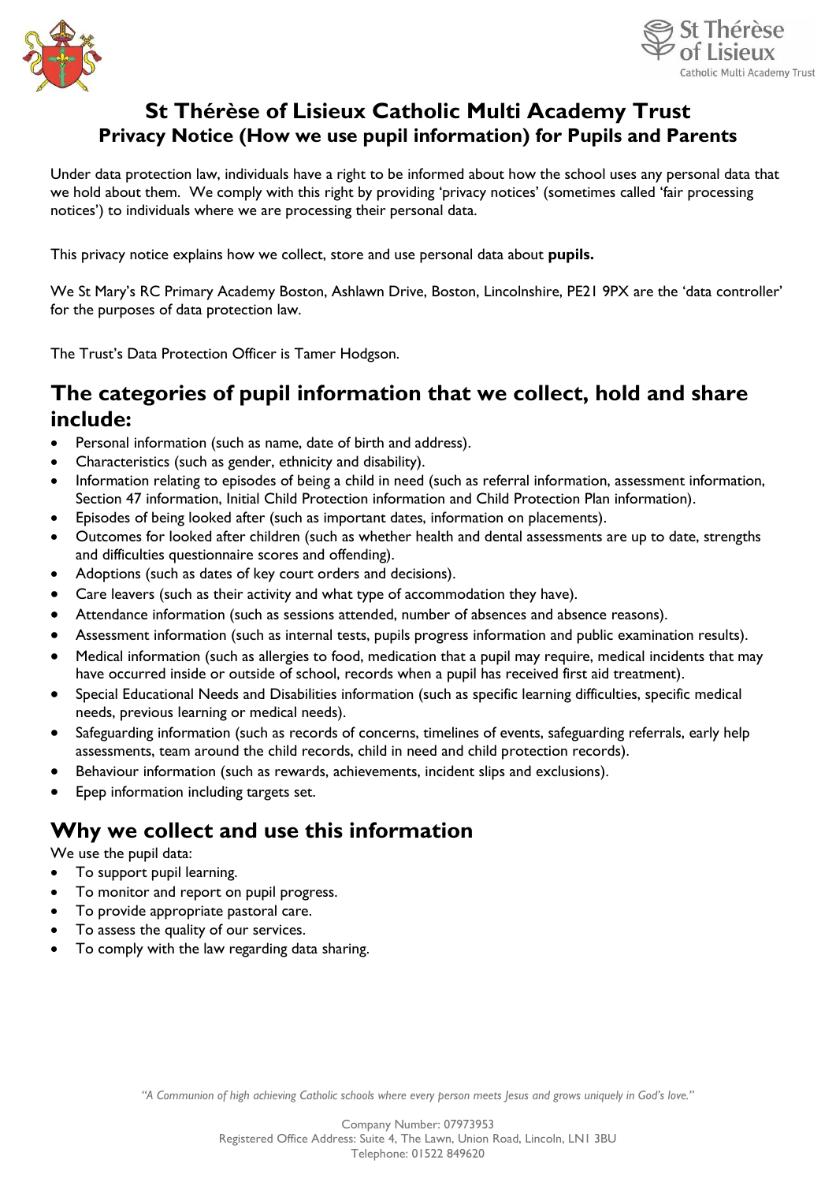# St Thérèse of Lisieux Catholic Multi Academy Trust

## Privacy Notice (How we use pupil information) for Pupils and Parents

Under data protection law, individuals have a right to be informed about how the school uses any personal data that we hold about them. We comply with this right by providing 'privacy notices' (sometimes called 'fair processing notices') to individuals where we are processing their personal data.

This privacy notice explains how we collect, store and use personal data about **pupils.**

We St Mary's RC Primary Academy Boston, Ashlawn Drive, Boston, Lincolnshire, PE21 9PX are the 'data controller' for the purposes of data protection law.

The Trust's Data Protection Officer is Tamer Hodgson.

## The categories of pupil information that we collect, hold and share include:

- Personal information (such as name, date of birth and address).
- Characteristics (such as gender, ethnicity and disability).
- Information relating to episodes of being a child in need (such as referral information, assessment information, Section 47 information, Initial Child Protection information and Child Protection Plan information).
- Episodes of being looked after (such as important dates, information on placements).
- Outcomes for looked after children (such as whether health and dental assessments are up to date, strengths and difficulties questionnaire scores and offending).
- Adoptions (such as dates of key court orders and decisions).
- Care leavers (such as their activity and what type of accommodation they have).
- Attendance information (such as sessions attended, number of absences and absence reasons).
- Assessment information (such as internal tests, pupils progress information and public examination results).
- Medical information (such as allergies to food, medication that a pupil may require, medical incidents that may have occurred inside or outside of school, records when a pupil has received first aid treatment).
- Special Educational Needs and Disabilities information (such as specific learning difficulties, specific medical needs, previous learning or medical needs).
- Safeguarding information (such as records of concerns, timelines of events, safeguarding referrals, early help assessments, team around the child records, child in need and child protection records).
- Behaviour information (such as rewards, achievements, incident slips and exclusions).
- Epep information including targets set.

## Why we collect and use this information

We use the pupil data:

- To support pupil learning.
- To monitor and report on pupil progress.
- To provide appropriate pastoral care.
- To assess the quality of our services.
- To comply with the law regarding data sharing.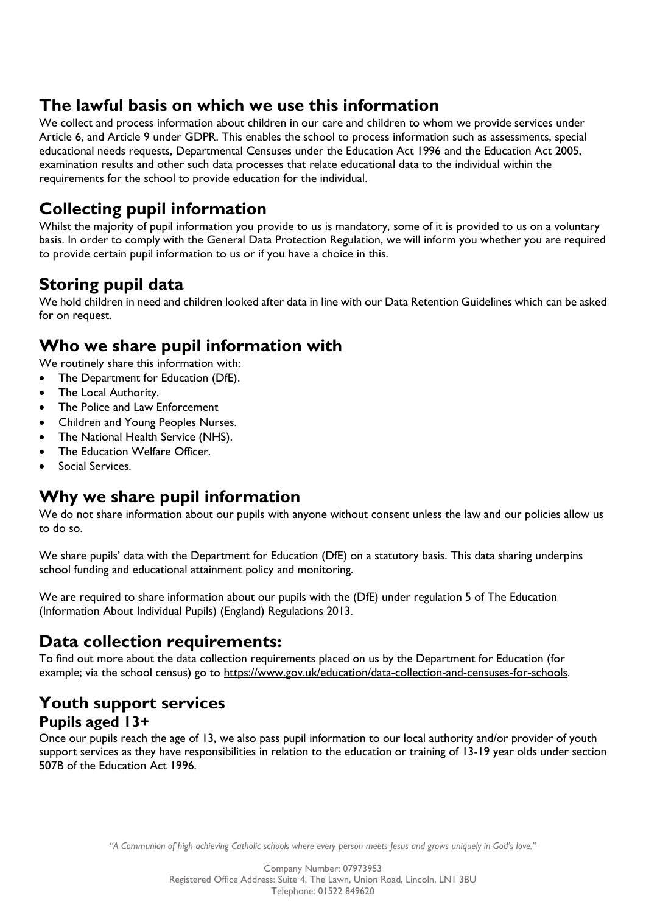## The lawful basis on which we use this information

We collect and process information about children in our care and children to whom we provide services under Article 6, and Article 9 under GDPR. This enables the school to process information such as assessments, special educational needs requests, Departmental Censuses under the Education Act 1996 and the Education Act 2005, examination results and other such data processes that relate educational data to the individual within the requirements for the school to provide education for the individual.

## Collecting pupil information

Whilst the majority of pupil information you provide to us is mandatory, some of it is provided to us on a voluntary basis. In order to comply with the General Data Protection Regulation, we will inform you whether you are required to provide certain pupil information to us or if you have a choice in this.

## Storing pupil data

We hold children in need and children looked after data in line with our Data Retention Guidelines which can be asked for on request.

## Who we share pupil information with

We routinely share this information with:

- The Department for Education (DfE).
- The Local Authority.
- The Police and Law Enforcement
- Children and Young Peoples Nurses.
- The National Health Service (NHS).
- The Education Welfare Officer.
- Social Services.

## Why we share pupil information

We do not share information about our pupils with anyone without consent unless the law and our policies allow us to do so.

We share pupils' data with the Department for Education (DfE) on a statutory basis. This data sharing underpins school funding and educational attainment policy and monitoring.

We are required to share information about our pupils with the (DfE) under regulation 5 of The Education (Information About Individual Pupils) (England) Regulations 2013.

## Data collection requirements:

To find out more about the data collection requirements placed on us by the Department for Education (for example; via the school census) go to https://www.gov.uk/education/data-collection-and-censuses-for-schools.

## Youth support services

### Pupils aged 13+

Once our pupils reach the age of 13, we also pass pupil information to our local authority and/or provider of youth support services as they have responsibilities in relation to the education or training of 13-19 year olds under section 507B of the Education Act 1996.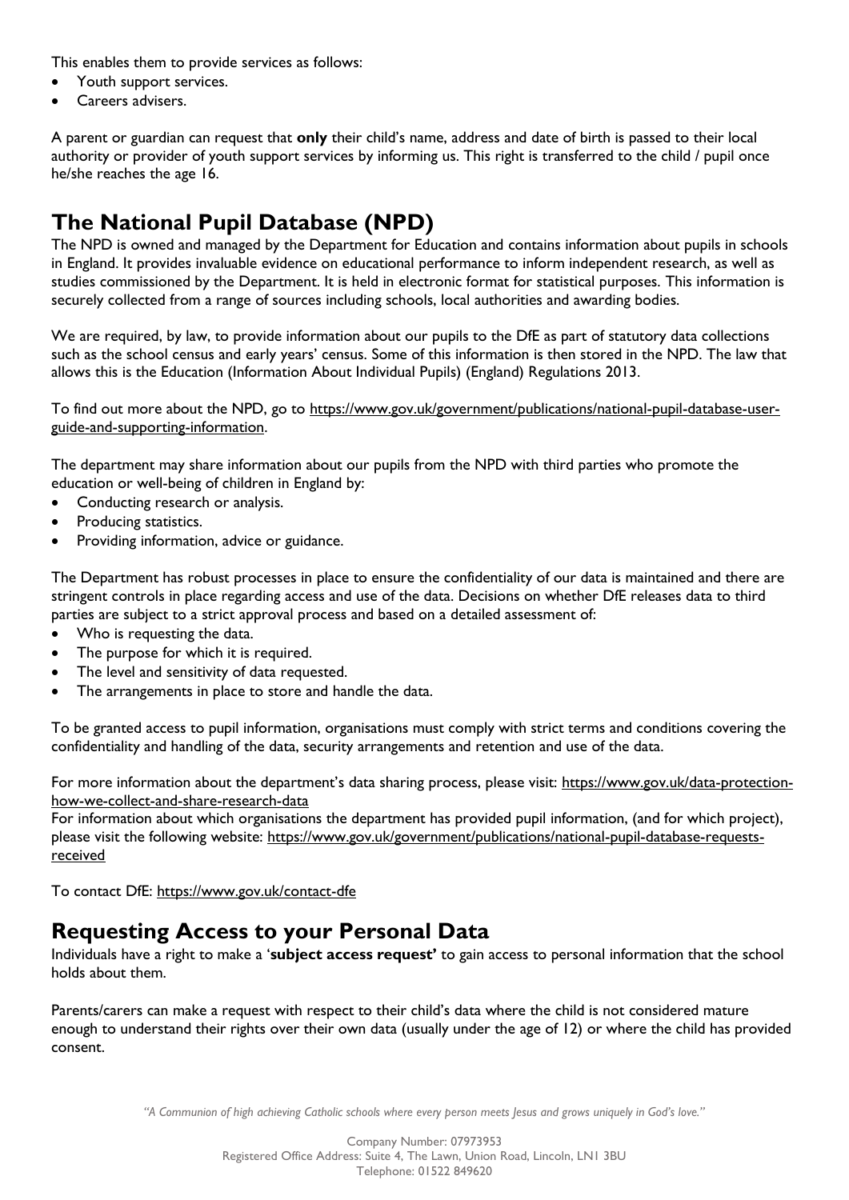This enables them to provide services as follows:

- Youth support services.
- Careers advisers.

A parent or guardian can request that **only** their child's name, address and date of birth is passed to their local authority or provider of youth support services by informing us. This right is transferred to the child / pupil once he/she reaches the age 16.

## The National Pupil Database (NPD)

The NPD is owned and managed by the Department for Education and contains information about pupils in schools in England. It provides invaluable evidence on educational performance to inform independent research, as well as studies commissioned by the Department. It is held in electronic format for statistical purposes. This information is securely collected from a range of sources including schools, local authorities and awarding bodies.

We are required, by law, to provide information about our pupils to the DfE as part of statutory data collections such as the school census and early years' census. Some of this information is then stored in the NPD. The law that allows this is the Education (Information About Individual Pupils) (England) Regulations 2013.

To find out more about the NPD, go to https://www.gov.uk/government/publications/national-pupil-database-user-guide-and-supporting-information.

The department may share information about our pupils from the NPD with third parties who promote the education or well-being of children in England by:

- Conducting research or analysis.
- Producing statistics.
- Providing information, advice or guidance.

The Department has robust processes in place to ensure the confidentiality of our data is maintained and there are stringent controls in place regarding access and use of the data. Decisions on whether DfE releases data to third parties are subject to a strict approval process and based on a detailed assessment of:

- Who is requesting the data.
- The purpose for which it is required.
- The level and sensitivity of data requested.
- The arrangements in place to store and handle the data.

To be granted access to pupil information, organisations must comply with strict terms and conditions covering the confidentiality and handling of the data, security arrangements and retention and use of the data.

For more information about the department's data sharing process, please visit: https://www.gov.uk/data-protection-how-we-collect-and-share-research-data
For information about which organisations the department has provided pupil information, (and for which project), please visit the following website: https://www.gov.uk/government/publications/national-pupil-database-requests-received

To contact DfE: https://www.gov.uk/contact-dfe

## Requesting Access to your Personal Data

Individuals have a right to make a '**subject access request'** to gain access to personal information that the school holds about them.

Parents/carers can make a request with respect to their child's data where the child is not considered mature enough to understand their rights over their own data (usually under the age of 12) or where the child has provided consent.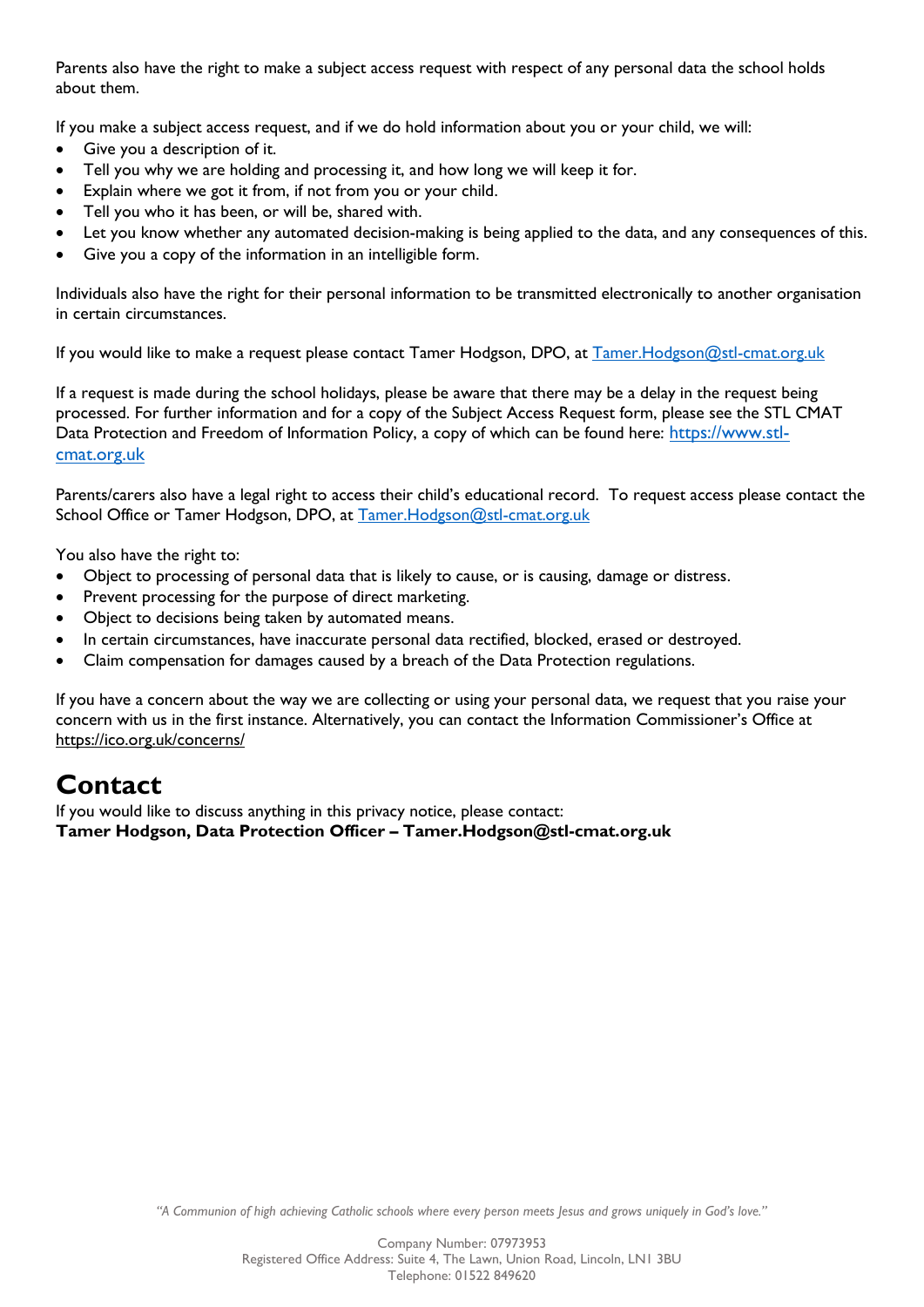Parents also have the right to make a subject access request with respect of any personal data the school holds about them.

If you make a subject access request, and if we do hold information about you or your child, we will:

- Give you a description of it.
- Tell you why we are holding and processing it, and how long we will keep it for.
- Explain where we got it from, if not from you or your child.
- Tell you who it has been, or will be, shared with.
- Let you know whether any automated decision-making is being applied to the data, and any consequences of this.
- Give you a copy of the information in an intelligible form.

Individuals also have the right for their personal information to be transmitted electronically to another organisation in certain circumstances.

If you would like to make a request please contact Tamer Hodgson, DPO, at Tamer.Hodgson@stl-cmat.org.uk

If a request is made during the school holidays, please be aware that there may be a delay in the request being processed. For further information and for a copy of the Subject Access Request form, please see the STL CMAT Data Protection and Freedom of Information Policy, a copy of which can be found here: https://www.stl-cmat.org.uk

Parents/carers also have a legal right to access their child's educational record. To request access please contact the School Office or Tamer Hodgson, DPO, at Tamer.Hodgson@stl-cmat.org.uk

You also have the right to:

- Object to processing of personal data that is likely to cause, or is causing, damage or distress.
- Prevent processing for the purpose of direct marketing.
- Object to decisions being taken by automated means.
- In certain circumstances, have inaccurate personal data rectified, blocked, erased or destroyed.
- Claim compensation for damages caused by a breach of the Data Protection regulations.

If you have a concern about the way we are collecting or using your personal data, we request that you raise your concern with us in the first instance. Alternatively, you can contact the Information Commissioner's Office at https://ico.org.uk/concerns/

# Contact

If you would like to discuss anything in this privacy notice, please contact:
**Tamer Hodgson, Data Protection Officer – Tamer.Hodgson@stl-cmat.org.uk**